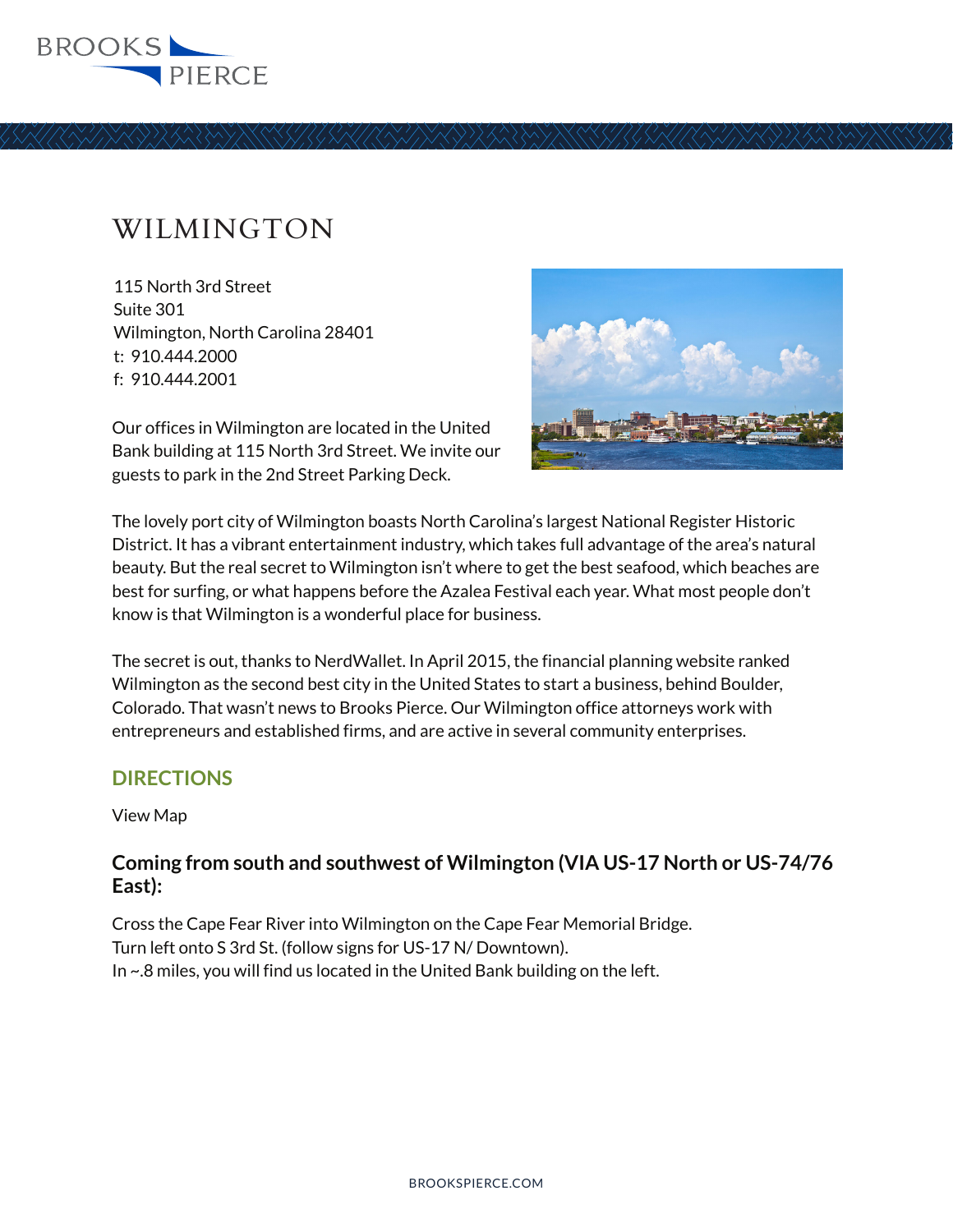# WILMINGTON

115 North 3rd Street
Suite 301
Wilmington, North Carolina 28401
t: 910.444.2000
f: 910.444.2001

Our offices in Wilmington are located in the United Bank building at 115 North 3rd Street. We invite our guests to park in the 2nd Street Parking Deck.

The lovely port city of Wilmington boasts North Carolina's largest National Register Historic District. It has a vibrant entertainment industry, which takes full advantage of the area's natural beauty. But the real secret to Wilmington isn't where to get the best seafood, which beaches are best for surfing, or what happens before the Azalea Festival each year. What most people don't know is that Wilmington is a wonderful place for business.

The secret is out, thanks to NerdWallet. In April 2015, the financial planning website ranked Wilmington as the second best city in the United States to start a business, behind Boulder, Colorado. That wasn't news to Brooks Pierce. Our Wilmington office attorneys work with entrepreneurs and established firms, and are active in several community enterprises.

## DIRECTIONS

View Map

### Coming from south and southwest of Wilmington (VIA US-17 North or US-74/76 East):

Cross the Cape Fear River into Wilmington on the Cape Fear Memorial Bridge.
Turn left onto S 3rd St. (follow signs for US-17 N/ Downtown).
In ~.8 miles, you will find us located in the United Bank building on the left.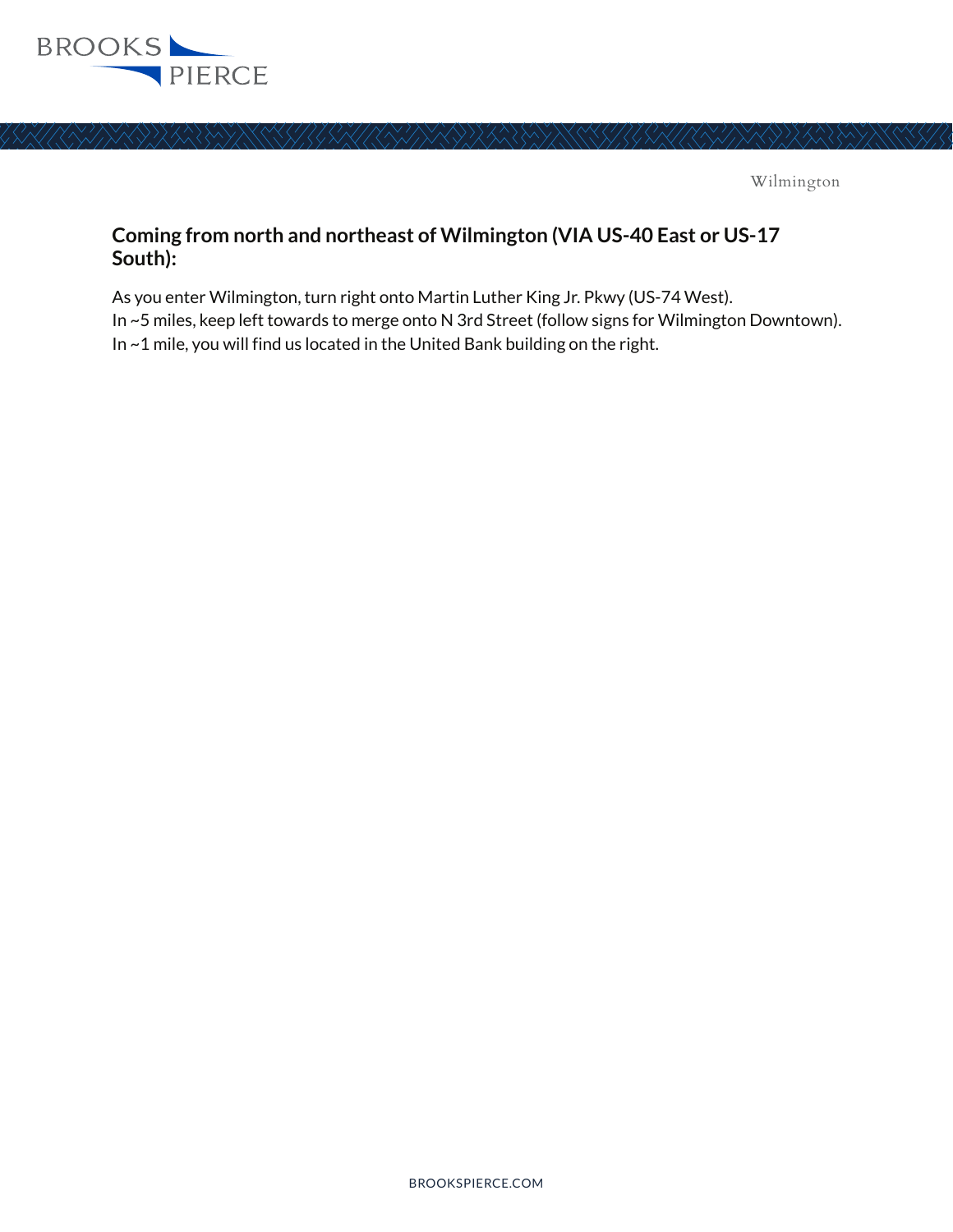## Coming from north and northeast of Wilmington (VIA US-40 East or US-17 South):

As you enter Wilmington, turn right onto Martin Luther King Jr. Pkwy (US-74 West).
In ~5 miles, keep left towards to merge onto N 3rd Street (follow signs for Wilmington Downtown).
In ~1 mile, you will find us located in the United Bank building on the right.